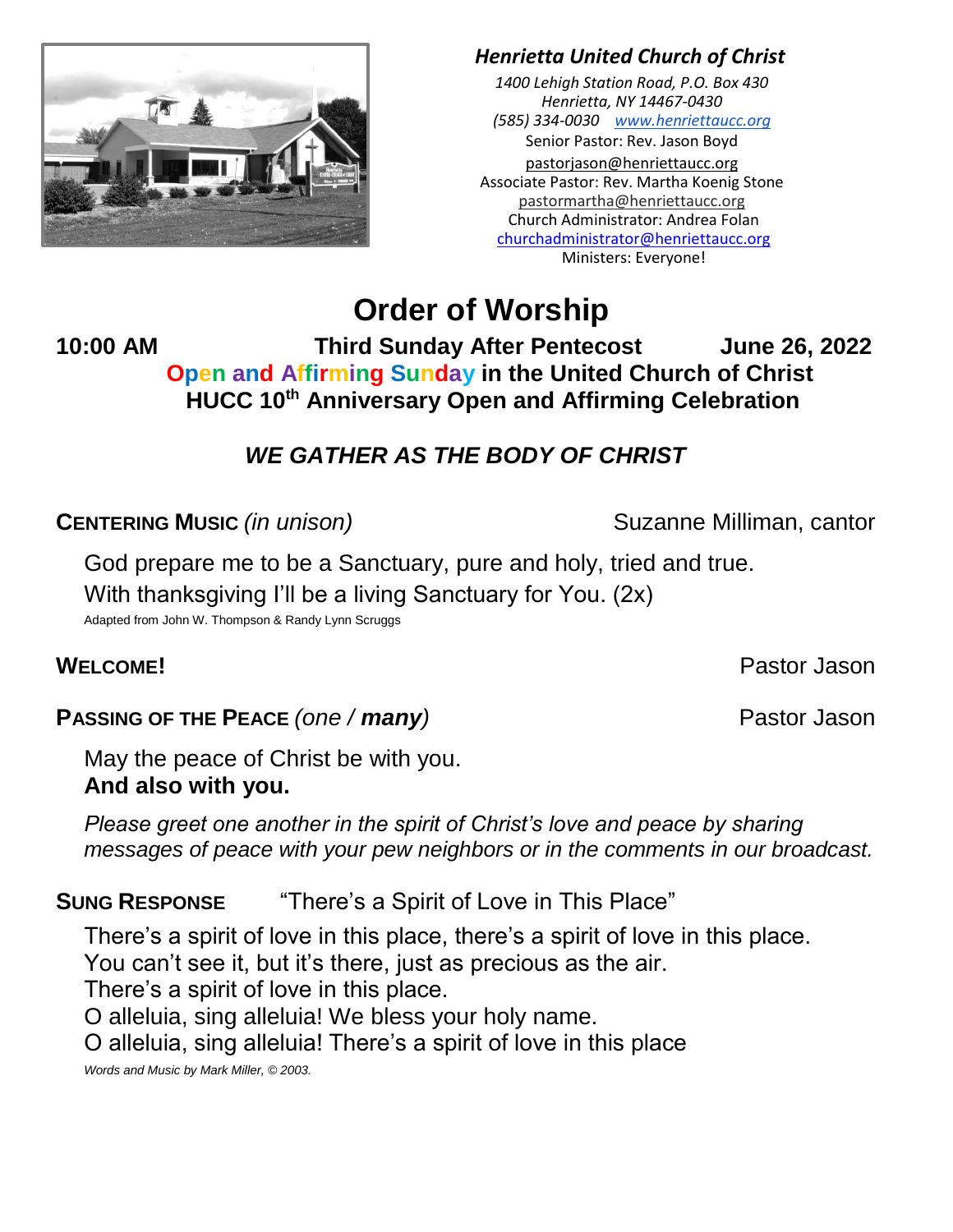***Henrietta United Church of Christ***

*1400 Lehigh Station Road, P.O. Box 430*
*Henrietta, NY 14467-0430*
*(585) 334-0030   www.henriettaucc.org*
Senior Pastor: Rev. Jason Boyd
pastorjason@henriettaucc.org
Associate Pastor: Rev. Martha Koenig Stone
pastormartha@henriettaucc.org
Church Administrator: Andrea Folan
churchadministrator@henriettaucc.org
Ministers: Everyone!

# Order of Worship

**10:00 AM          Third Sunday After Pentecost          June 26, 2022**

**Open and Affirming Sunday in the United Church of Christ**
**HUCC 10th Anniversary Open and Affirming Celebration**

## *WE GATHER AS THE BODY OF CHRIST*

**CENTERING MUSIC** *(in unison)* — Suzanne Milliman, cantor

God prepare me to be a Sanctuary, pure and holy, tried and true.
With thanksgiving I'll be a living Sanctuary for You. (2x)
Adapted from John W. Thompson & Randy Lynn Scruggs

**WELCOME!** — Pastor Jason

**PASSING OF THE PEACE** *(one / **many**)* — Pastor Jason

May the peace of Christ be with you.
**And also with you.**

*Please greet one another in the spirit of Christ's love and peace by sharing messages of peace with your pew neighbors or in the comments in our broadcast.*

**SUNG RESPONSE** "There's a Spirit of Love in This Place"

There's a spirit of love in this place, there's a spirit of love in this place.
You can't see it, but it's there, just as precious as the air.
There's a spirit of love in this place.
O alleluia, sing alleluia! We bless your holy name.
O alleluia, sing alleluia! There's a spirit of love in this place

*Words and Music by Mark Miller, © 2003.*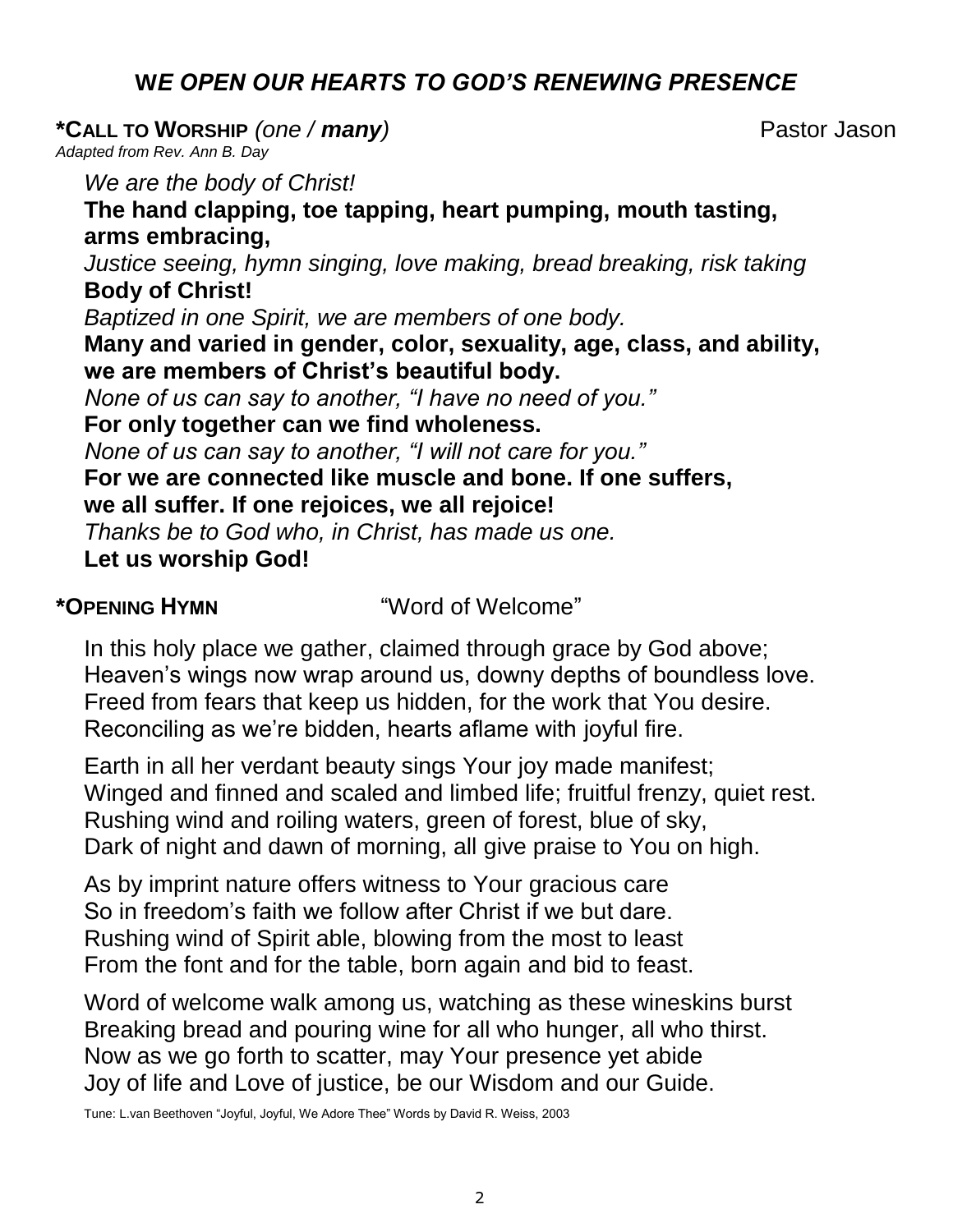## *WE OPEN OUR HEARTS TO GOD'S RENEWING PRESENCE*

**\*CALL TO WORSHIP** *(one / **many**)* Pastor Jason

*Adapted from Rev. Ann B. Day*

*We are the body of Christ!*
**The hand clapping, toe tapping, heart pumping, mouth tasting, arms embracing,**
*Justice seeing, hymn singing, love making, bread breaking, risk taking*
**Body of Christ!**
*Baptized in one Spirit, we are members of one body.*
**Many and varied in gender, color, sexuality, age, class, and ability, we are members of Christ's beautiful body.**
*None of us can say to another, "I have no need of you."*
**For only together can we find wholeness.**
*None of us can say to another, "I will not care for you."*
**For we are connected like muscle and bone. If one suffers, we all suffer. If one rejoices, we all rejoice!**
*Thanks be to God who, in Christ, has made us one.*
**Let us worship God!**

**\*OPENING HYMN** "Word of Welcome"

In this holy place we gather, claimed through grace by God above;
Heaven's wings now wrap around us, downy depths of boundless love.
Freed from fears that keep us hidden, for the work that You desire.
Reconciling as we're bidden, hearts aflame with joyful fire.

Earth in all her verdant beauty sings Your joy made manifest;
Winged and finned and scaled and limbed life; fruitful frenzy, quiet rest.
Rushing wind and roiling waters, green of forest, blue of sky,
Dark of night and dawn of morning, all give praise to You on high.

As by imprint nature offers witness to Your gracious care
So in freedom's faith we follow after Christ if we but dare.
Rushing wind of Spirit able, blowing from the most to least
From the font and for the table, born again and bid to feast.

Word of welcome walk among us, watching as these wineskins burst
Breaking bread and pouring wine for all who hunger, all who thirst.
Now as we go forth to scatter, may Your presence yet abide
Joy of life and Love of justice, be our Wisdom and our Guide.

Tune: L.van Beethoven "Joyful, Joyful, We Adore Thee" Words by David R. Weiss, 2003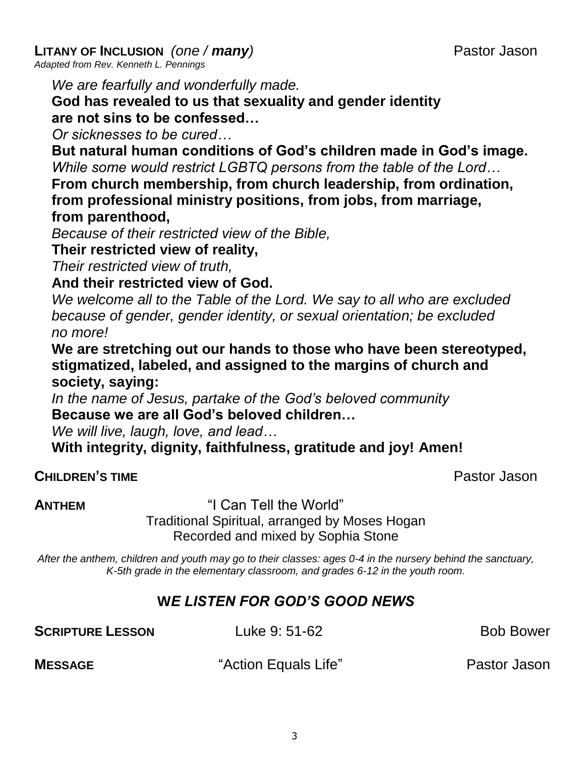**LITANY OF INCLUSION** *(one / **many**)* Pastor Jason
*Adapted from Rev. Kenneth L. Pennings*

*We are fearfully and wonderfully made.*
**God has revealed to us that sexuality and gender identity are not sins to be confessed…**
*Or sicknesses to be cured…*
**But natural human conditions of God's children made in God's image.**
*While some would restrict LGBTQ persons from the table of the Lord…*
**From church membership, from church leadership, from ordination, from professional ministry positions, from jobs, from marriage, from parenthood,**
*Because of their restricted view of the Bible,*
**Their restricted view of reality,**
*Their restricted view of truth,*
**And their restricted view of God.**
*We welcome all to the Table of the Lord. We say to all who are excluded because of gender, gender identity, or sexual orientation; be excluded no more!*
**We are stretching out our hands to those who have been stereotyped, stigmatized, labeled, and assigned to the margins of church and society, saying:**
*In the name of Jesus, partake of the God's beloved community*
**Because we are all God's beloved children…**
*We will live, laugh, love, and lead…*
**With integrity, dignity, faithfulness, gratitude and joy! Amen!**

**CHILDREN'S TIME** Pastor Jason

**ANTHEM** "I Can Tell the World"
Traditional Spiritual, arranged by Moses Hogan
Recorded and mixed by Sophia Stone

*After the anthem, children and youth may go to their classes: ages 0-4 in the nursery behind the sanctuary, K-5th grade in the elementary classroom, and grades 6-12 in the youth room.*

## *WE LISTEN FOR GOD'S GOOD NEWS*

**SCRIPTURE LESSON** Luke 9: 51-62 Bob Bower

**MESSAGE** "Action Equals Life" Pastor Jason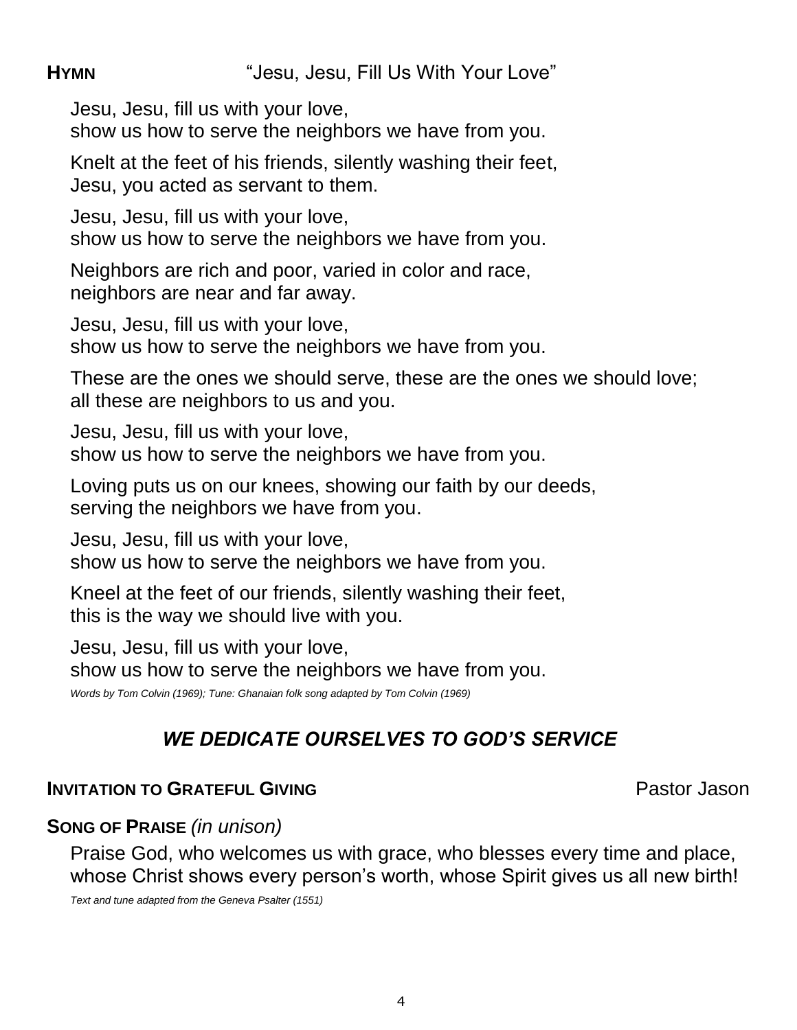**HYMN** "Jesu, Jesu, Fill Us With Your Love"

Jesu, Jesu, fill us with your love,
show us how to serve the neighbors we have from you.

Knelt at the feet of his friends, silently washing their feet,
Jesu, you acted as servant to them.

Jesu, Jesu, fill us with your love,
show us how to serve the neighbors we have from you.

Neighbors are rich and poor, varied in color and race,
neighbors are near and far away.

Jesu, Jesu, fill us with your love,
show us how to serve the neighbors we have from you.

These are the ones we should serve, these are the ones we should love;
all these are neighbors to us and you.

Jesu, Jesu, fill us with your love,
show us how to serve the neighbors we have from you.

Loving puts us on our knees, showing our faith by our deeds,
serving the neighbors we have from you.

Jesu, Jesu, fill us with your love,
show us how to serve the neighbors we have from you.

Kneel at the feet of our friends, silently washing their feet,
this is the way we should live with you.

Jesu, Jesu, fill us with your love,
show us how to serve the neighbors we have from you.

*Words by Tom Colvin (1969); Tune: Ghanaian folk song adapted by Tom Colvin (1969)*

## *WE DEDICATE OURSELVES TO GOD'S SERVICE*

**INVITATION TO GRATEFUL GIVING** Pastor Jason

**SONG OF PRAISE** *(in unison)*

Praise God, who welcomes us with grace, who blesses every time and place,
whose Christ shows every person's worth, whose Spirit gives us all new birth!

*Text and tune adapted from the Geneva Psalter (1551)*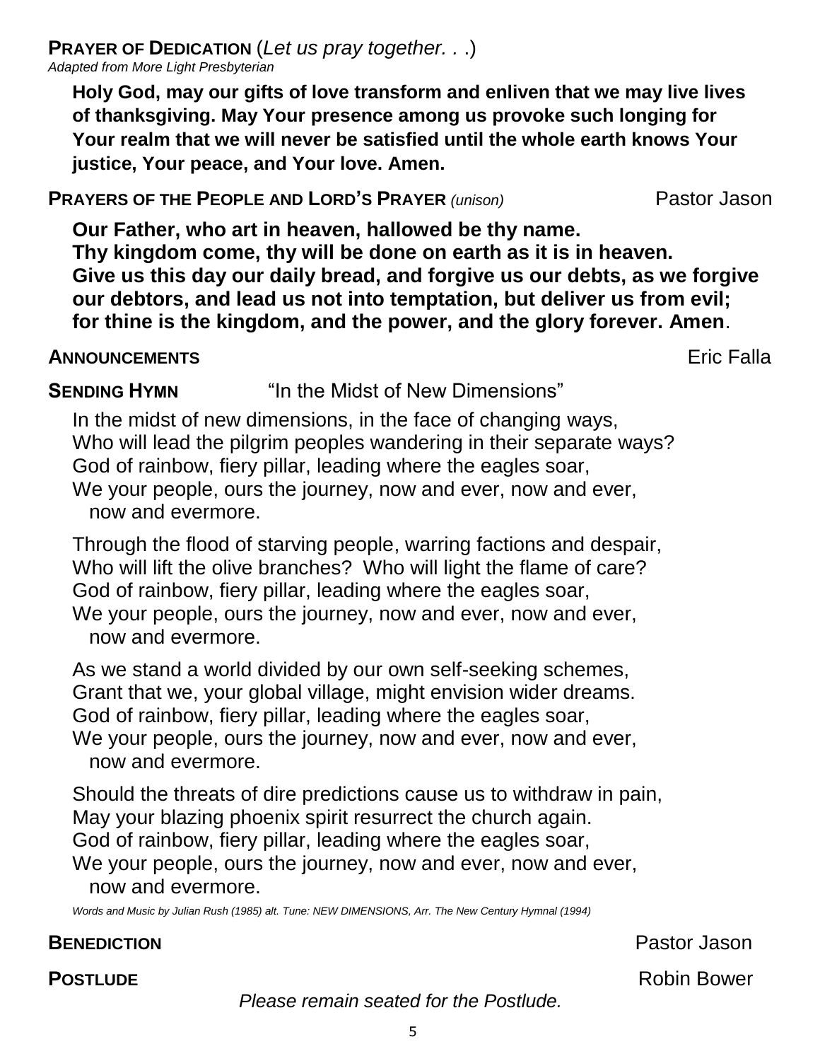**PRAYER OF DEDICATION** (*Let us pray together. . .*)
*Adapted from More Light Presbyterian*

**Holy God, may our gifts of love transform and enliven that we may live lives of thanksgiving. May Your presence among us provoke such longing for Your realm that we will never be satisfied until the whole earth knows Your justice, Your peace, and Your love. Amen.**

**PRAYERS OF THE PEOPLE AND LORD'S PRAYER** *(unison)* Pastor Jason

**Our Father, who art in heaven, hallowed be thy name.**
**Thy kingdom come, thy will be done on earth as it is in heaven.**
**Give us this day our daily bread, and forgive us our debts, as we forgive our debtors, and lead us not into temptation, but deliver us from evil; for thine is the kingdom, and the power, and the glory forever. Amen**.

**ANNOUNCEMENTS** Eric Falla

**SENDING HYMN** "In the Midst of New Dimensions"

In the midst of new dimensions, in the face of changing ways,
Who will lead the pilgrim peoples wandering in their separate ways?
God of rainbow, fiery pillar, leading where the eagles soar,
We your people, ours the journey, now and ever, now and ever,
now and evermore.

Through the flood of starving people, warring factions and despair,
Who will lift the olive branches? Who will light the flame of care?
God of rainbow, fiery pillar, leading where the eagles soar,
We your people, ours the journey, now and ever, now and ever,
now and evermore.

As we stand a world divided by our own self-seeking schemes,
Grant that we, your global village, might envision wider dreams.
God of rainbow, fiery pillar, leading where the eagles soar,
We your people, ours the journey, now and ever, now and ever,
now and evermore.

Should the threats of dire predictions cause us to withdraw in pain,
May your blazing phoenix spirit resurrect the church again.
God of rainbow, fiery pillar, leading where the eagles soar,
We your people, ours the journey, now and ever, now and ever,
now and evermore.

*Words and Music by Julian Rush (1985) alt. Tune: NEW DIMENSIONS, Arr. The New Century Hymnal (1994)*

**BENEDICTION** Pastor Jason

**POSTLUDE** Robin Bower

*Please remain seated for the Postlude.*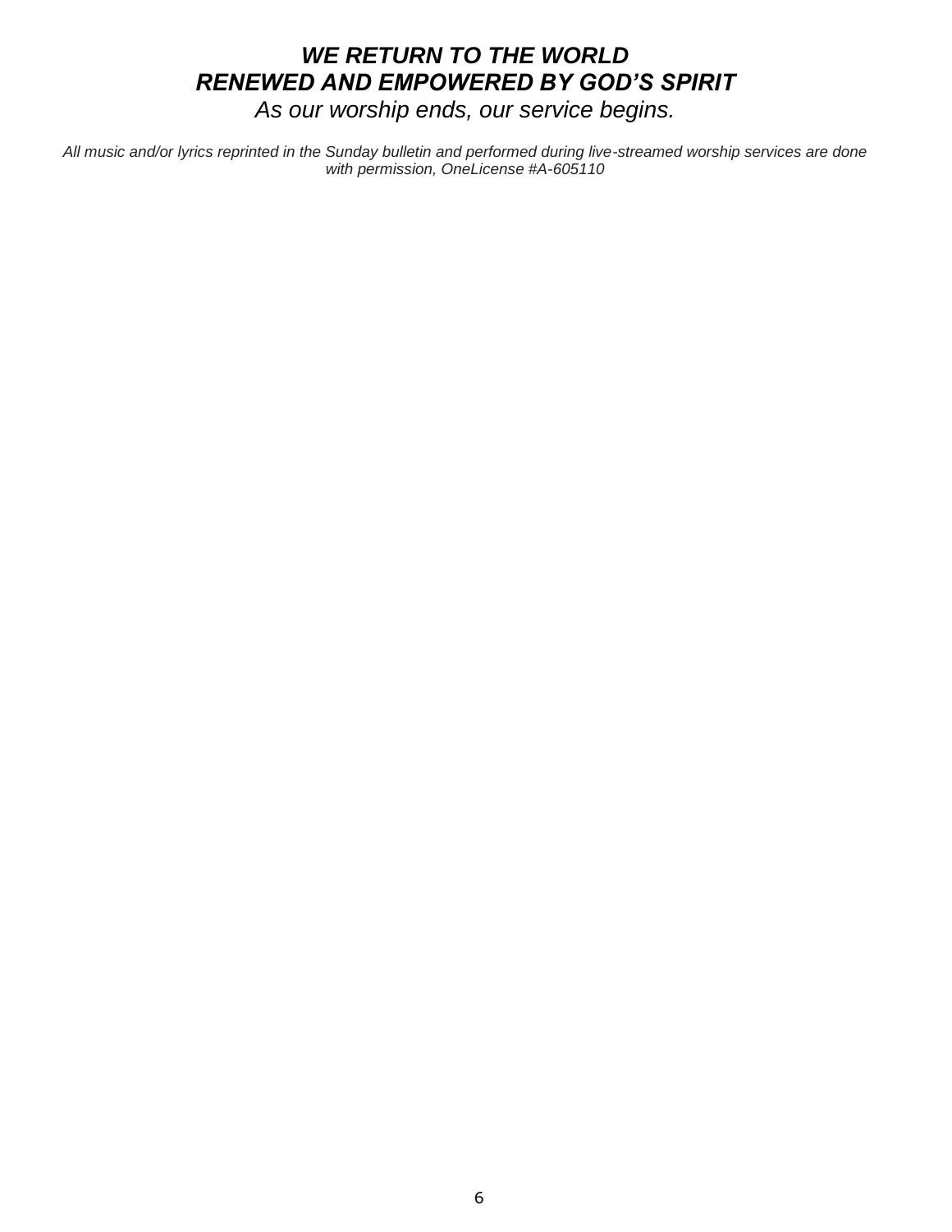## ***WE RETURN TO THE WORLD RENEWED AND EMPOWERED BY GOD'S SPIRIT***

*As our worship ends, our service begins.*

*All music and/or lyrics reprinted in the Sunday bulletin and performed during live-streamed worship services are done with permission, OneLicense #A-605110*